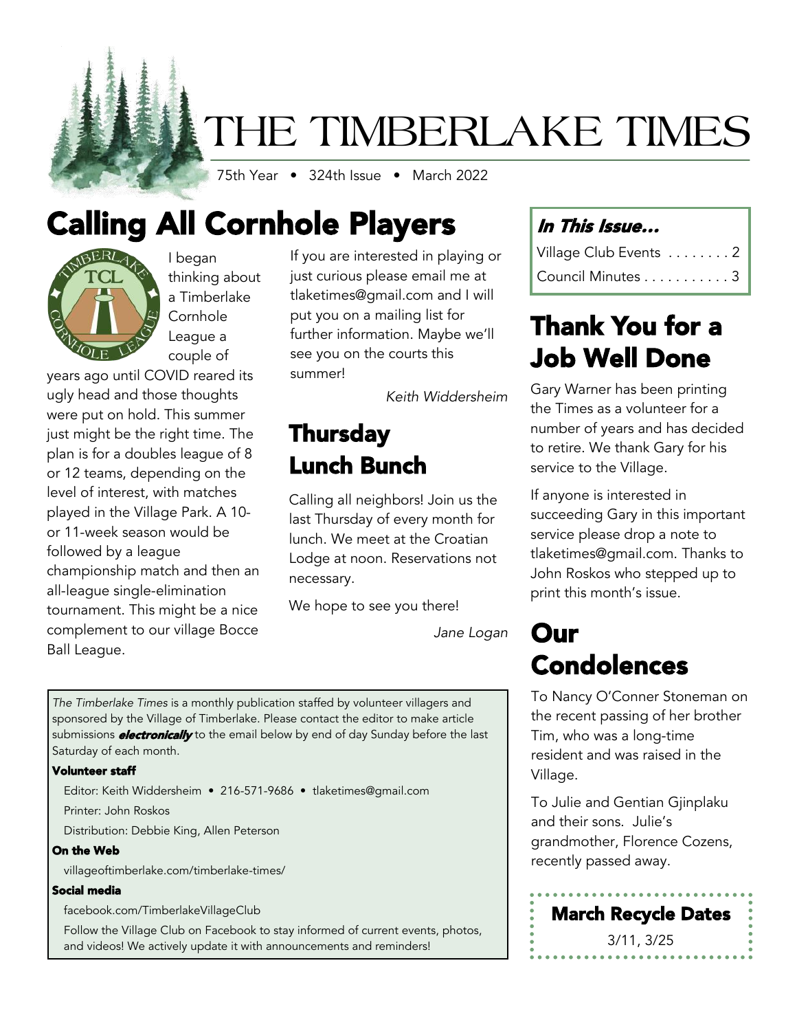# THE TIMBERLAKE TIMES

75th Year • 324th Issue • March 2022

## Calling All Cornhole Players

I began thinking about a Timberlake Cornhole League a couple of years ago until COVID reared its ugly head and those thoughts were put on hold. This summer just might be the right time. The plan is for a doubles league of 8 or 12 teams, depending on the level of interest, with matches played in the Village Park. A 10- or 11-week season would be followed by a league championship match and then an all-league single-elimination tournament. This might be a nice complement to our village Bocce Ball League.

If you are interested in playing or just curious please email me at tlaketimes@gmail.com and I will put you on a mailing list for further information. Maybe we'll see you on the courts this summer!

*Keith Widdersheim*

## Thursday Lunch Bunch

Calling all neighbors! Join us the last Thursday of every month for lunch. We meet at the Croatian Lodge at noon. Reservations not necessary.

We hope to see you there!

*Jane Logan*

*The Timberlake Times* is a monthly publication staffed by volunteer villagers and sponsored by the Village of Timberlake. Please contact the editor to make article submissions ***electronically*** to the email below by end of day Sunday before the last Saturday of each month.

**Volunteer staff**

Editor: Keith Widdersheim • 216-571-9686 • tlaketimes@gmail.com

Printer: John Roskos

Distribution: Debbie King, Allen Peterson

**On the Web**

villageoftimberlake.com/timberlake-times/

**Social media**

facebook.com/TimberlakeVillageClub

Follow the Village Club on Facebook to stay informed of current events, photos, and videos! We actively update it with announcements and reminders!

***In This Issue…***

Village Club Events . . . . . . . . 2

Council Minutes . . . . . . . . . . . 3

## Thank You for a Job Well Done

Gary Warner has been printing the Times as a volunteer for a number of years and has decided to retire. We thank Gary for his service to the Village.

If anyone is interested in succeeding Gary in this important service please drop a note to tlaketimes@gmail.com. Thanks to John Roskos who stepped up to print this month's issue.

## Our Condolences

To Nancy O'Conner Stoneman on the recent passing of her brother Tim, who was a long-time resident and was raised in the Village.

To Julie and Gentian Gjinplaku and their sons. Julie's grandmother, Florence Cozens, recently passed away.

**March Recycle Dates**

3/11, 3/25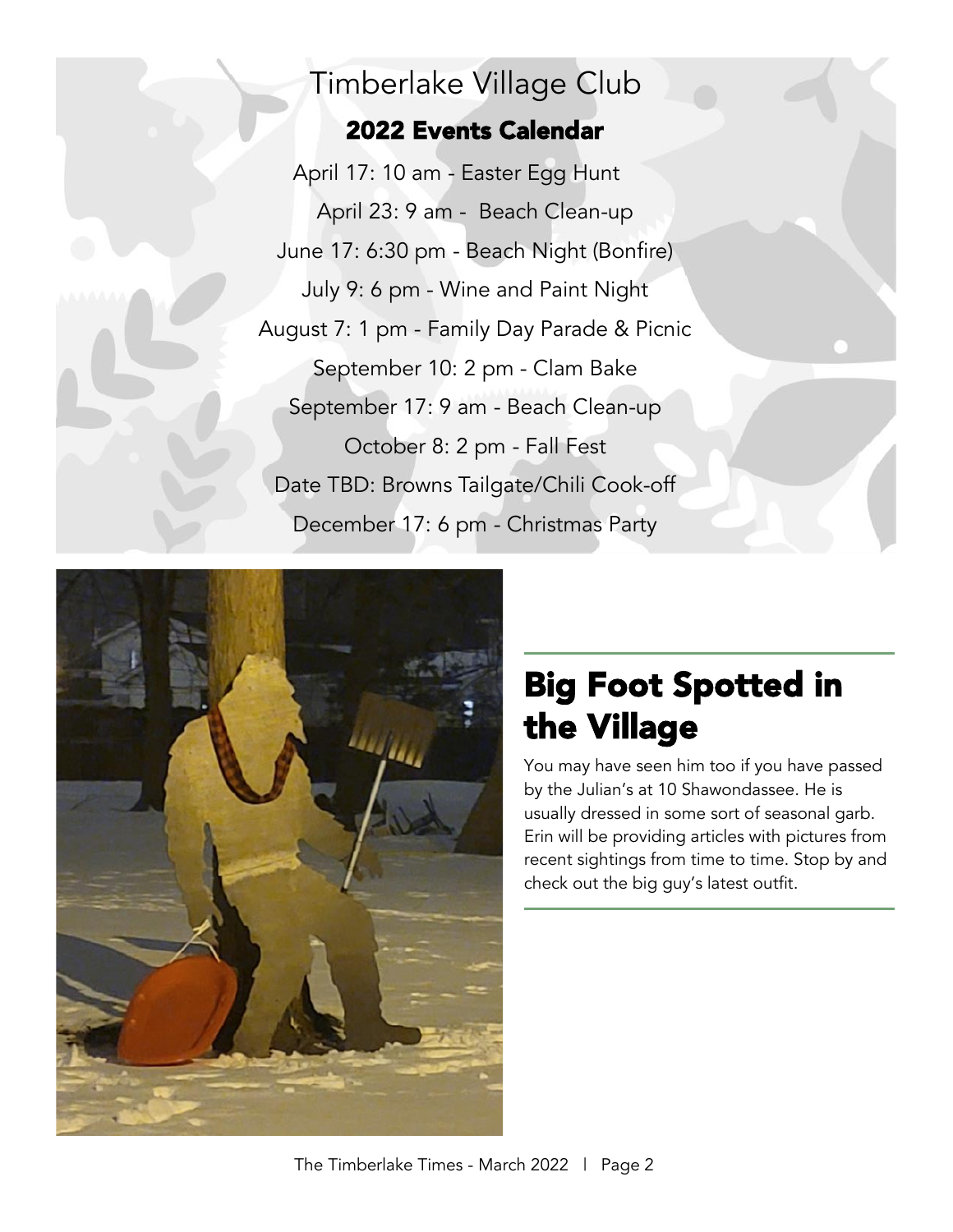# Timberlake Village Club

## 2022 Events Calendar

April 17: 10 am - Easter Egg Hunt

April 23: 9 am - Beach Clean-up

June 17: 6:30 pm - Beach Night (Bonfire)

July 9: 6 pm - Wine and Paint Night

August 7: 1 pm - Family Day Parade & Picnic

September 10: 2 pm - Clam Bake

September 17: 9 am - Beach Clean-up

October 8: 2 pm - Fall Fest

Date TBD: Browns Tailgate/Chili Cook-off

December 17: 6 pm - Christmas Party

## Big Foot Spotted in the Village

You may have seen him too if you have passed by the Julian's at 10 Shawondassee. He is usually dressed in some sort of seasonal garb. Erin will be providing articles with pictures from recent sightings from time to time. Stop by and check out the big guy's latest outfit.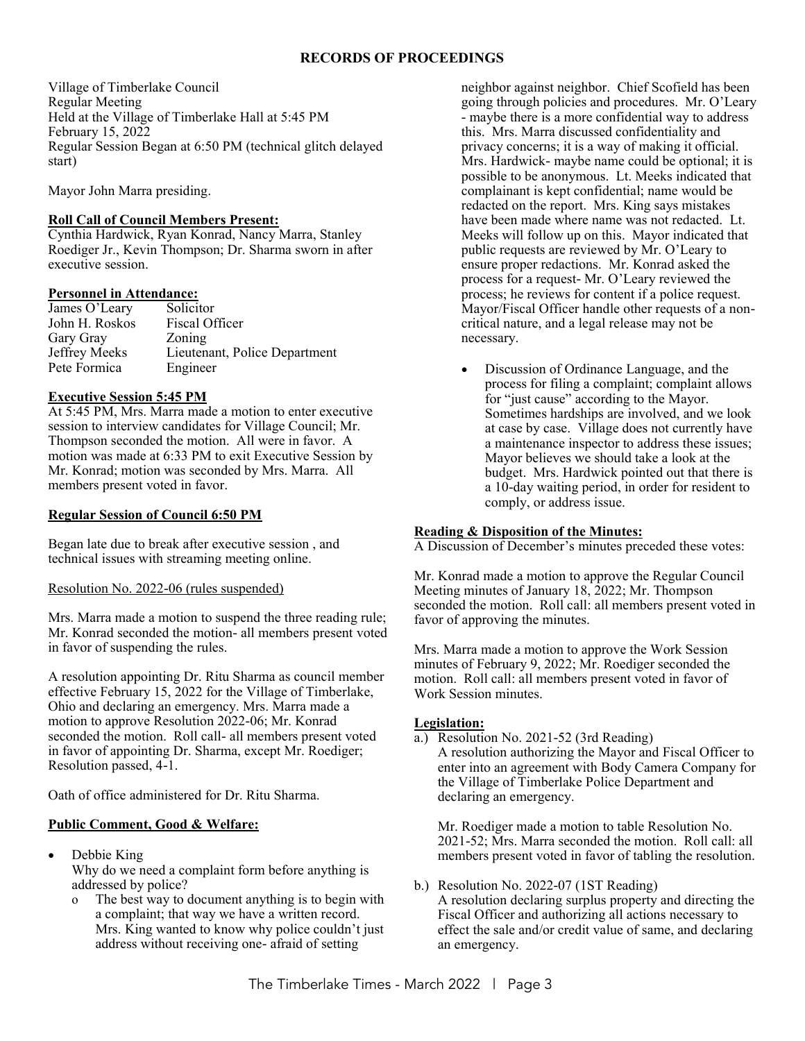## RECORDS OF PROCEEDINGS

Village of Timberlake Council
Regular Meeting
Held at the Village of Timberlake Hall at 5:45 PM
February 15, 2022
Regular Session Began at 6:50 PM (technical glitch delayed start)

Mayor John Marra presiding.

**Roll Call of Council Members Present:**
Cynthia Hardwick, Ryan Konrad, Nancy Marra, Stanley Roediger Jr., Kevin Thompson; Dr. Sharma sworn in after executive session.

**Personnel in Attendance:**

| | |
|---|---|
| James O'Leary | Solicitor |
| John H. Roskos | Fiscal Officer |
| Gary Gray | Zoning |
| Jeffrey Meeks | Lieutenant, Police Department |
| Pete Formica | Engineer |

**Executive Session 5:45 PM**
At 5:45 PM, Mrs. Marra made a motion to enter executive session to interview candidates for Village Council; Mr. Thompson seconded the motion. All were in favor. A motion was made at 6:33 PM to exit Executive Session by Mr. Konrad; motion was seconded by Mrs. Marra. All members present voted in favor.

**Regular Session of Council 6:50 PM**

Began late due to break after executive session , and technical issues with streaming meeting online.

Resolution No. 2022-06 (rules suspended)

Mrs. Marra made a motion to suspend the three reading rule; Mr. Konrad seconded the motion- all members present voted in favor of suspending the rules.

A resolution appointing Dr. Ritu Sharma as council member effective February 15, 2022 for the Village of Timberlake, Ohio and declaring an emergency. Mrs. Marra made a motion to approve Resolution 2022-06; Mr. Konrad seconded the motion. Roll call- all members present voted in favor of appointing Dr. Sharma, except Mr. Roediger; Resolution passed, 4-1.

Oath of office administered for Dr. Ritu Sharma.

**Public Comment, Good & Welfare:**

- Debbie King
  Why do we need a complaint form before anything is addressed by police?
  - The best way to document anything is to begin with a complaint; that way we have a written record. Mrs. King wanted to know why police couldn't just address without receiving one- afraid of setting neighbor against neighbor. Chief Scofield has been going through policies and procedures. Mr. O'Leary - maybe there is a more confidential way to address this. Mrs. Marra discussed confidentiality and privacy concerns; it is a way of making it official. Mrs. Hardwick- maybe name could be optional; it is possible to be anonymous. Lt. Meeks indicated that complainant is kept confidential; name would be redacted on the report. Mrs. King says mistakes have been made where name was not redacted. Lt. Meeks will follow up on this. Mayor indicated that public requests are reviewed by Mr. O'Leary to ensure proper redactions. Mr. Konrad asked the process for a request- Mr. O'Leary reviewed the process; he reviews for content if a police request. Mayor/Fiscal Officer handle other requests of a non-critical nature, and a legal release may not be necessary.

- Discussion of Ordinance Language, and the process for filing a complaint; complaint allows for "just cause" according to the Mayor. Sometimes hardships are involved, and we look at case by case. Village does not currently have a maintenance inspector to address these issues; Mayor believes we should take a look at the budget. Mrs. Hardwick pointed out that there is a 10-day waiting period, in order for resident to comply, or address issue.

**Reading & Disposition of the Minutes:**
A Discussion of December's minutes preceded these votes:

Mr. Konrad made a motion to approve the Regular Council Meeting minutes of January 18, 2022; Mr. Thompson seconded the motion. Roll call: all members present voted in favor of approving the minutes.

Mrs. Marra made a motion to approve the Work Session minutes of February 9, 2022; Mr. Roediger seconded the motion. Roll call: all members present voted in favor of Work Session minutes.

**Legislation:**

a.) Resolution No. 2021-52 (3rd Reading)
A resolution authorizing the Mayor and Fiscal Officer to enter into an agreement with Body Camera Company for the Village of Timberlake Police Department and declaring an emergency.

Mr. Roediger made a motion to table Resolution No. 2021-52; Mrs. Marra seconded the motion. Roll call: all members present voted in favor of tabling the resolution.

b.) Resolution No. 2022-07 (1ST Reading)
A resolution declaring surplus property and directing the Fiscal Officer and authorizing all actions necessary to effect the sale and/or credit value of same, and declaring an emergency.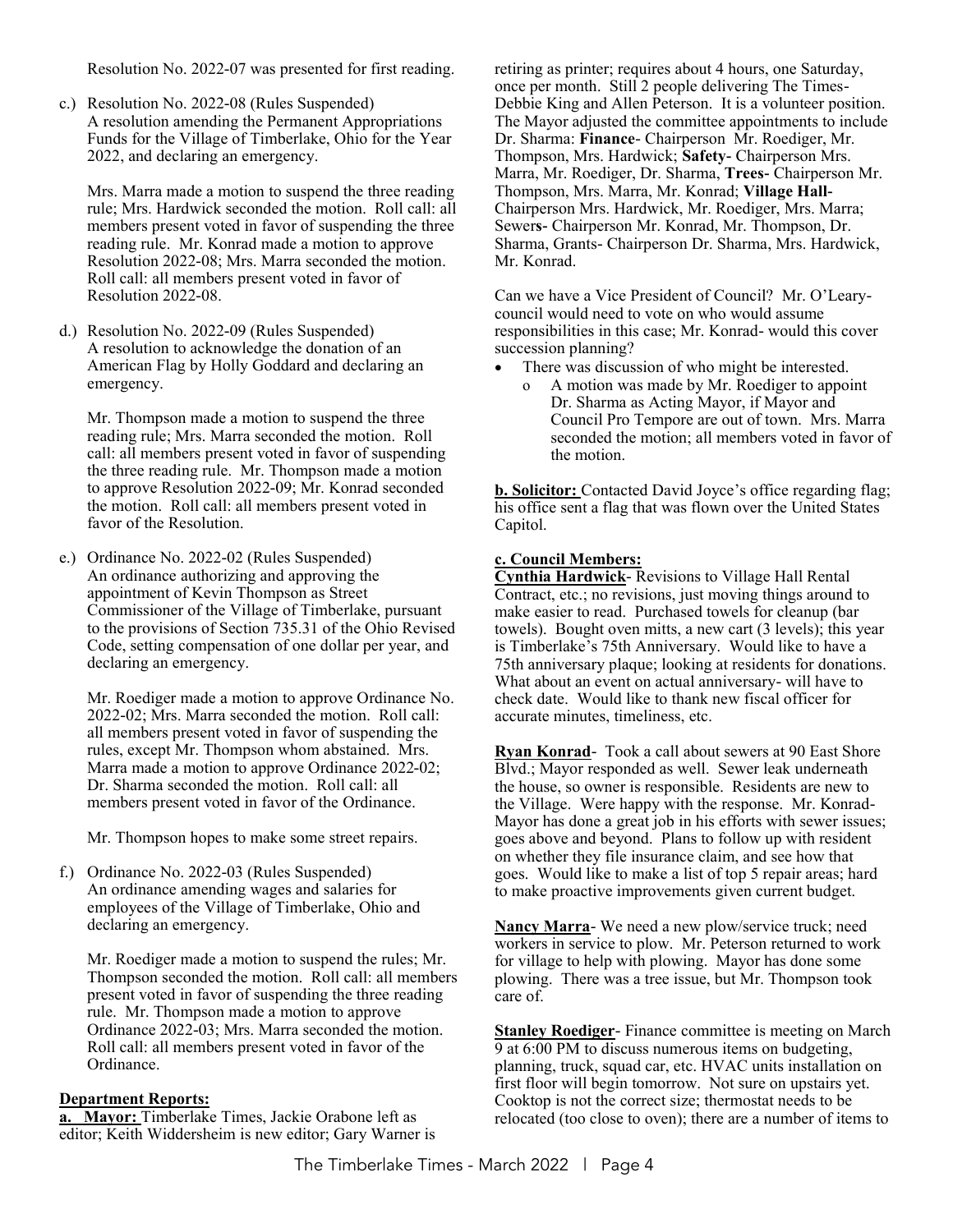Resolution No. 2022-07 was presented for first reading.

c.) Resolution No. 2022-08 (Rules Suspended)
A resolution amending the Permanent Appropriations Funds for the Village of Timberlake, Ohio for the Year 2022, and declaring an emergency.

Mrs. Marra made a motion to suspend the three reading rule; Mrs. Hardwick seconded the motion. Roll call: all members present voted in favor of suspending the three reading rule. Mr. Konrad made a motion to approve Resolution 2022-08; Mrs. Marra seconded the motion. Roll call: all members present voted in favor of Resolution 2022-08.

d.) Resolution No. 2022-09 (Rules Suspended)
A resolution to acknowledge the donation of an American Flag by Holly Goddard and declaring an emergency.

Mr. Thompson made a motion to suspend the three reading rule; Mrs. Marra seconded the motion. Roll call: all members present voted in favor of suspending the three reading rule. Mr. Thompson made a motion to approve Resolution 2022-09; Mr. Konrad seconded the motion. Roll call: all members present voted in favor of the Resolution.

e.) Ordinance No. 2022-02 (Rules Suspended)
An ordinance authorizing and approving the appointment of Kevin Thompson as Street Commissioner of the Village of Timberlake, pursuant to the provisions of Section 735.31 of the Ohio Revised Code, setting compensation of one dollar per year, and declaring an emergency.

Mr. Roediger made a motion to approve Ordinance No. 2022-02; Mrs. Marra seconded the motion. Roll call: all members present voted in favor of suspending the rules, except Mr. Thompson whom abstained. Mrs. Marra made a motion to approve Ordinance 2022-02; Dr. Sharma seconded the motion. Roll call: all members present voted in favor of the Ordinance.

Mr. Thompson hopes to make some street repairs.

f.) Ordinance No. 2022-03 (Rules Suspended)
An ordinance amending wages and salaries for employees of the Village of Timberlake, Ohio and declaring an emergency.

Mr. Roediger made a motion to suspend the rules; Mr. Thompson seconded the motion. Roll call: all members present voted in favor of suspending the three reading rule. Mr. Thompson made a motion to approve Ordinance 2022-03; Mrs. Marra seconded the motion. Roll call: all members present voted in favor of the Ordinance.

**Department Reports:**

**a. Mayor:** Timberlake Times, Jackie Orabone left as editor; Keith Widdersheim is new editor; Gary Warner is retiring as printer; requires about 4 hours, one Saturday, once per month. Still 2 people delivering The Times- Debbie King and Allen Peterson. It is a volunteer position. The Mayor adjusted the committee appointments to include Dr. Sharma: **Finance**- Chairperson Mr. Roediger, Mr. Thompson, Mrs. Hardwick; **Safety**- Chairperson Mrs. Marra, Mr. Roediger, Dr. Sharma, **Trees**- Chairperson Mr. Thompson, Mrs. Marra, Mr. Konrad; **Village Hall**- Chairperson Mrs. Hardwick, Mr. Roediger, Mrs. Marra; Sewer**s**- Chairperson Mr. Konrad, Mr. Thompson, Dr. Sharma, Grants- Chairperson Dr. Sharma, Mrs. Hardwick, Mr. Konrad.

Can we have a Vice President of Council? Mr. O'Leary- council would need to vote on who would assume responsibilities in this case; Mr. Konrad- would this cover succession planning?

- There was discussion of who might be interested.
  - A motion was made by Mr. Roediger to appoint Dr. Sharma as Acting Mayor, if Mayor and Council Pro Tempore are out of town. Mrs. Marra seconded the motion; all members voted in favor of the motion.

**b. Solicitor:** Contacted David Joyce's office regarding flag; his office sent a flag that was flown over the United States Capitol.

**c. Council Members:**

**Cynthia Hardwick**- Revisions to Village Hall Rental Contract, etc.; no revisions, just moving things around to make easier to read. Purchased towels for cleanup (bar towels). Bought oven mitts, a new cart (3 levels); this year is Timberlake's 75th Anniversary. Would like to have a 75th anniversary plaque; looking at residents for donations. What about an event on actual anniversary- will have to check date. Would like to thank new fiscal officer for accurate minutes, timeliness, etc.

**Ryan Konrad**- Took a call about sewers at 90 East Shore Blvd.; Mayor responded as well. Sewer leak underneath the house, so owner is responsible. Residents are new to the Village. Were happy with the response. Mr. Konrad- Mayor has done a great job in his efforts with sewer issues; goes above and beyond. Plans to follow up with resident on whether they file insurance claim, and see how that goes. Would like to make a list of top 5 repair areas; hard to make proactive improvements given current budget.

**Nancy Marra**- We need a new plow/service truck; need workers in service to plow. Mr. Peterson returned to work for village to help with plowing. Mayor has done some plowing. There was a tree issue, but Mr. Thompson took care of.

**Stanley Roediger**- Finance committee is meeting on March 9 at 6:00 PM to discuss numerous items on budgeting, planning, truck, squad car, etc. HVAC units installation on first floor will begin tomorrow. Not sure on upstairs yet. Cooktop is not the correct size; thermostat needs to be relocated (too close to oven); there are a number of items to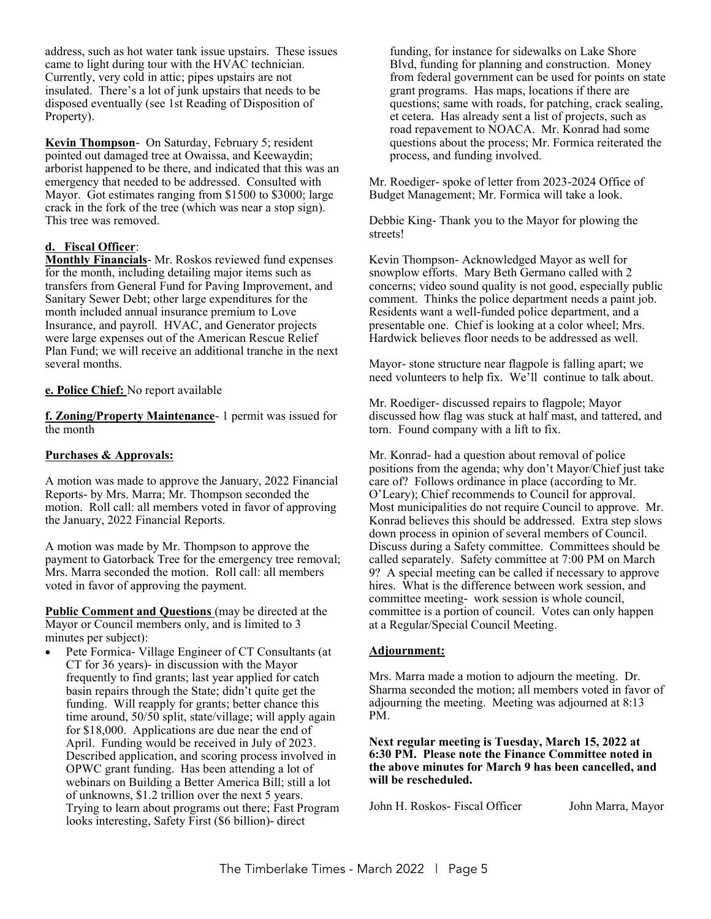address, such as hot water tank issue upstairs. These issues came to light during tour with the HVAC technician. Currently, very cold in attic; pipes upstairs are not insulated. There's a lot of junk upstairs that needs to be disposed eventually (see 1st Reading of Disposition of Property).

**Kevin Thompson**- On Saturday, February 5; resident pointed out damaged tree at Owaissa, and Keewaydin; arborist happened to be there, and indicated that this was an emergency that needed to be addressed. Consulted with Mayor. Got estimates ranging from $1500 to $3000; large crack in the fork of the tree (which was near a stop sign). This tree was removed.

**d. Fiscal Officer**:

**Monthly Financials**- Mr. Roskos reviewed fund expenses for the month, including detailing major items such as transfers from General Fund for Paving Improvement, and Sanitary Sewer Debt; other large expenditures for the month included annual insurance premium to Love Insurance, and payroll. HVAC, and Generator projects were large expenses out of the American Rescue Relief Plan Fund; we will receive an additional tranche in the next several months.

**e. Police Chief:** No report available

**f. Zoning/Property Maintenance**- 1 permit was issued for the month

**Purchases & Approvals:**

A motion was made to approve the January, 2022 Financial Reports- by Mrs. Marra; Mr. Thompson seconded the motion. Roll call: all members voted in favor of approving the January, 2022 Financial Reports.

A motion was made by Mr. Thompson to approve the payment to Gatorback Tree for the emergency tree removal; Mrs. Marra seconded the motion. Roll call: all members voted in favor of approving the payment.

**Public Comment and Questions** (may be directed at the Mayor or Council members only, and is limited to 3 minutes per subject):

- Pete Formica- Village Engineer of CT Consultants (at CT for 36 years)- in discussion with the Mayor frequently to find grants; last year applied for catch basin repairs through the State; didn't quite get the funding. Will reapply for grants; better chance this time around, 50/50 split, state/village; will apply again for $18,000. Applications are due near the end of April. Funding would be received in July of 2023. Described application, and scoring process involved in OPWC grant funding. Has been attending a lot of webinars on Building a Better America Bill; still a lot of unknowns, $1.2 trillion over the next 5 years. Trying to learn about programs out there; Fast Program looks interesting, Safety First ($6 billion)- direct funding, for instance for sidewalks on Lake Shore Blvd, funding for planning and construction. Money from federal government can be used for points on state grant programs. Has maps, locations if there are questions; same with roads, for patching, crack sealing, et cetera. Has already sent a list of projects, such as road repavement to NOACA. Mr. Konrad had some questions about the process; Mr. Formica reiterated the process, and funding involved.

Mr. Roediger- spoke of letter from 2023-2024 Office of Budget Management; Mr. Formica will take a look.

Debbie King- Thank you to the Mayor for plowing the streets!

Kevin Thompson- Acknowledged Mayor as well for snowplow efforts. Mary Beth Germano called with 2 concerns; video sound quality is not good, especially public comment. Thinks the police department needs a paint job. Residents want a well-funded police department, and a presentable one. Chief is looking at a color wheel; Mrs. Hardwick believes floor needs to be addressed as well.

Mayor- stone structure near flagpole is falling apart; we need volunteers to help fix. We'll continue to talk about.

Mr. Roediger- discussed repairs to flagpole; Mayor discussed how flag was stuck at half mast, and tattered, and torn. Found company with a lift to fix.

Mr. Konrad- had a question about removal of police positions from the agenda; why don't Mayor/Chief just take care of? Follows ordinance in place (according to Mr. O'Leary); Chief recommends to Council for approval. Most municipalities do not require Council to approve. Mr. Konrad believes this should be addressed. Extra step slows down process in opinion of several members of Council. Discuss during a Safety committee. Committees should be called separately. Safety committee at 7:00 PM on March 9? A special meeting can be called if necessary to approve hires. What is the difference between work session, and committee meeting- work session is whole council, committee is a portion of council. Votes can only happen at a Regular/Special Council Meeting.

**Adjournment:**

Mrs. Marra made a motion to adjourn the meeting. Dr. Sharma seconded the motion; all members voted in favor of adjourning the meeting. Meeting was adjourned at 8:13 PM.

**Next regular meeting is Tuesday, March 15, 2022 at 6:30 PM. Please note the Finance Committee noted in the above minutes for March 9 has been cancelled, and will be rescheduled.**

John H. Roskos- Fiscal Officer John Marra, Mayor